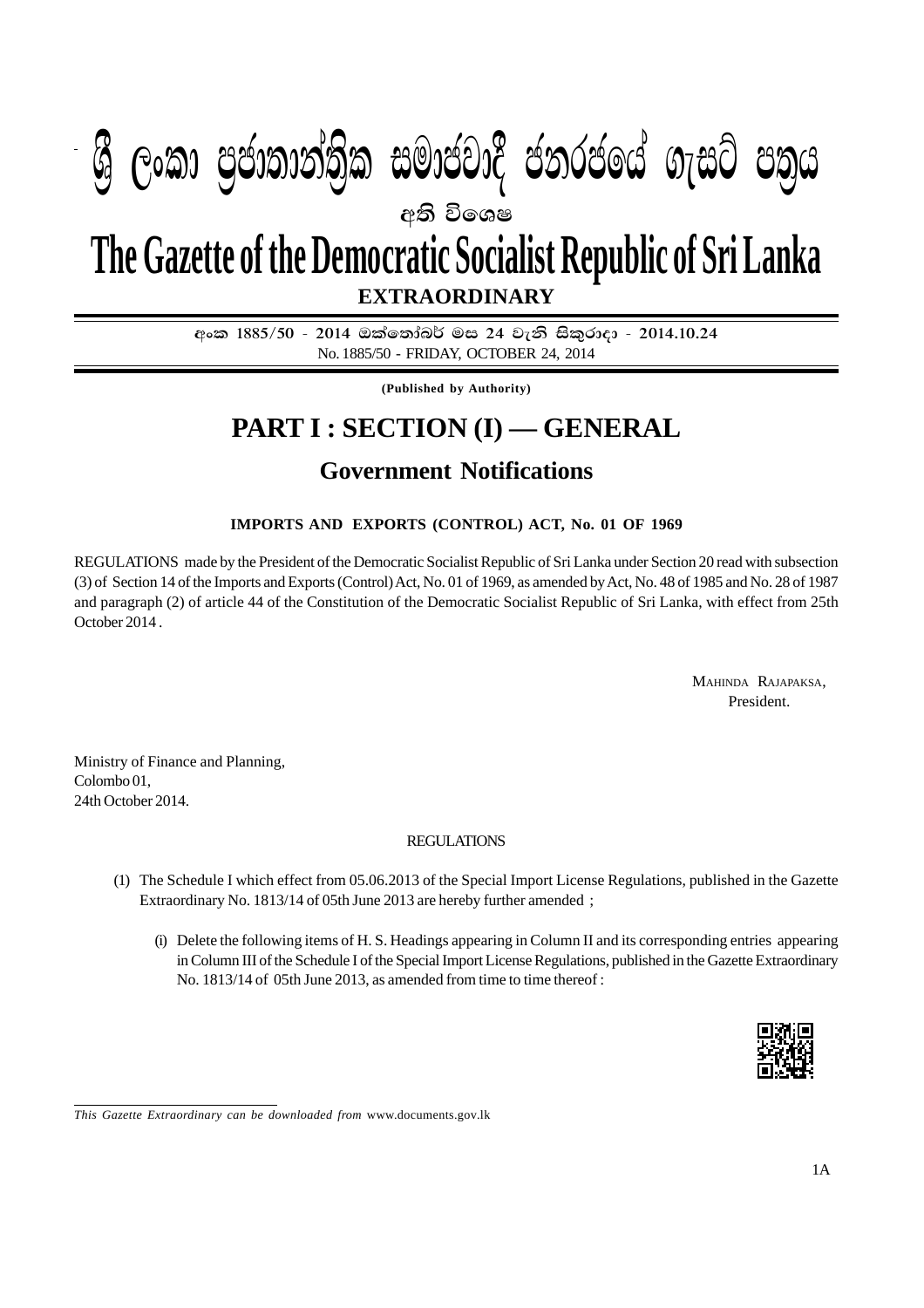# ශ්‍රී ලංකා ප්‍රජාතාන්ත්‍රික සමාජවාදී ජනරජයේ ගැසට් පත්‍රය

**අති විශෙෂ**

# The Gazette of the Democratic Socialist Republic of Sri Lanka

**EXTRAORDINARY**

අංක 1885/50 - 2014 ඔක්තෝබර් මස 24 වැනි සිකුරාදා - 2014.10.24

No. 1885/50 - FRIDAY, OCTOBER 24, 2014

**(Published by Authority)**

# PART I : SECTION (I) — GENERAL

## Government Notifications

### IMPORTS AND EXPORTS (CONTROL) ACT, No. 01 OF 1969

REGULATIONS made by the President of the Democratic Socialist Republic of Sri Lanka under Section 20 read with subsection (3) of Section 14 of the Imports and Exports (Control) Act, No. 01 of 1969, as amended by Act, No. 48 of 1985 and No. 28 of 1987 and paragraph (2) of article 44 of the Constitution of the Democratic Socialist Republic of Sri Lanka, with effect from 25th October 2014 .

MAHINDA RAJAPAKSA,
President.

Ministry of Finance and Planning,
Colombo 01,
24th October 2014.

REGULATIONS

(1) The Schedule I which effect from 05.06.2013 of the Special Import License Regulations, published in the Gazette Extraordinary No. 1813/14 of 05th June 2013 are hereby further amended ;

(i) Delete the following items of H. S. Headings appearing in Column II and its corresponding entries appearing in Column III of the Schedule I of the Special Import License Regulations, published in the Gazette Extraordinary No. 1813/14 of 05th June 2013, as amended from time to time thereof :

*This Gazette Extraordinary can be downloaded from* www.documents.gov.lk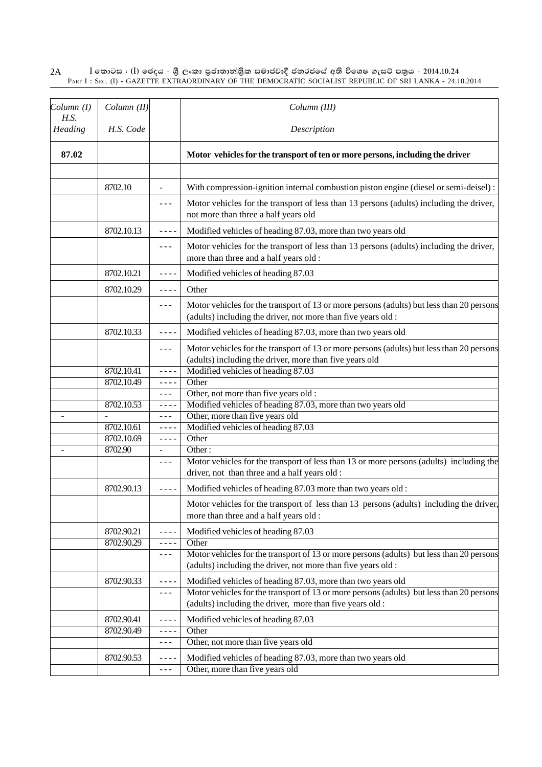| Column (I) H.S. Heading | Column (II) H.S. Code | | Column (III) Description |
|---|---|---|---|
| **87.02** | | | **Motor vehicles for the transport of ten or more persons, including the driver** |
| | | | |
| | 8702.10 | - | With compression-ignition internal combustion piston engine (diesel or semi-deisel) : |
| | | - - - | Motor vehicles for the transport of less than 13 persons (adults) including the driver, not more than three a half years old |
| | 8702.10.13 | - - - - | Modified vehicles of heading 87.03, more than two years old |
| | | - - - | Motor vehicles for the transport of less than 13 persons (adults) including the driver, more than three and a half years old : |
| | 8702.10.21 | - - - - | Modified vehicles of heading 87.03 |
| | 8702.10.29 | - - - - | Other |
| | | - - - | Motor vehicles for the transport of 13 or more persons (adults) but less than 20 persons (adults) including the driver, not more than five years old : |
| | 8702.10.33 | - - - - | Modified vehicles of heading 87.03, more than two years old |
| | | - - - | Motor vehicles for the transport of 13 or more persons (adults) but less than 20 persons (adults) including the driver, more than five years old |
| | 8702.10.41 | - - - - | Modified vehicles of heading 87.03 |
| | 8702.10.49 | - - - - | Other |
| | | - - - | Other, not more than five years old : |
| | 8702.10.53 | - - - - | Modified vehicles of heading 87.03, more than two years old |
| - | - | - - - | Other, more than five years old |
| | 8702.10.61 | - - - - | Modified vehicles of heading 87.03 |
| | 8702.10.69 | - - - - | Other |
| - | 8702.90 | - | Other : |
| | | - - - | Motor vehicles for the transport of less than 13 or more persons (adults) including the driver, not than three and a half years old : |
| | 8702.90.13 | - - - - | Modified vehicles of heading 87.03 more than two years old : |
| | | | Motor vehicles for the transport of less than 13 persons (adults) including the driver, more than three and a half years old : |
| | 8702.90.21 | - - - - | Modified vehicles of heading 87.03 |
| | 8702.90.29 | - - - - | Other |
| | | - - - | Motor vehicles for the transport of 13 or more persons (adults) but less than 20 persons (adults) including the driver, not more than five years old : |
| | 8702.90.33 | - - - - | Modified vehicles of heading 87.03, more than two years old |
| | | - - - | Motor vehicles for the transport of 13 or more persons (adults) but less than 20 persons (adults) including the driver, more than five years old : |
| | 8702.90.41 | - - - - | Modified vehicles of heading 87.03 |
| | 8702.90.49 | - - - - | Other |
| | | - - - | Other, not more than five years old |
| | 8702.90.53 | - - - - | Modified vehicles of heading 87.03, more than two years old |
| | | - - - | Other, more than five years old |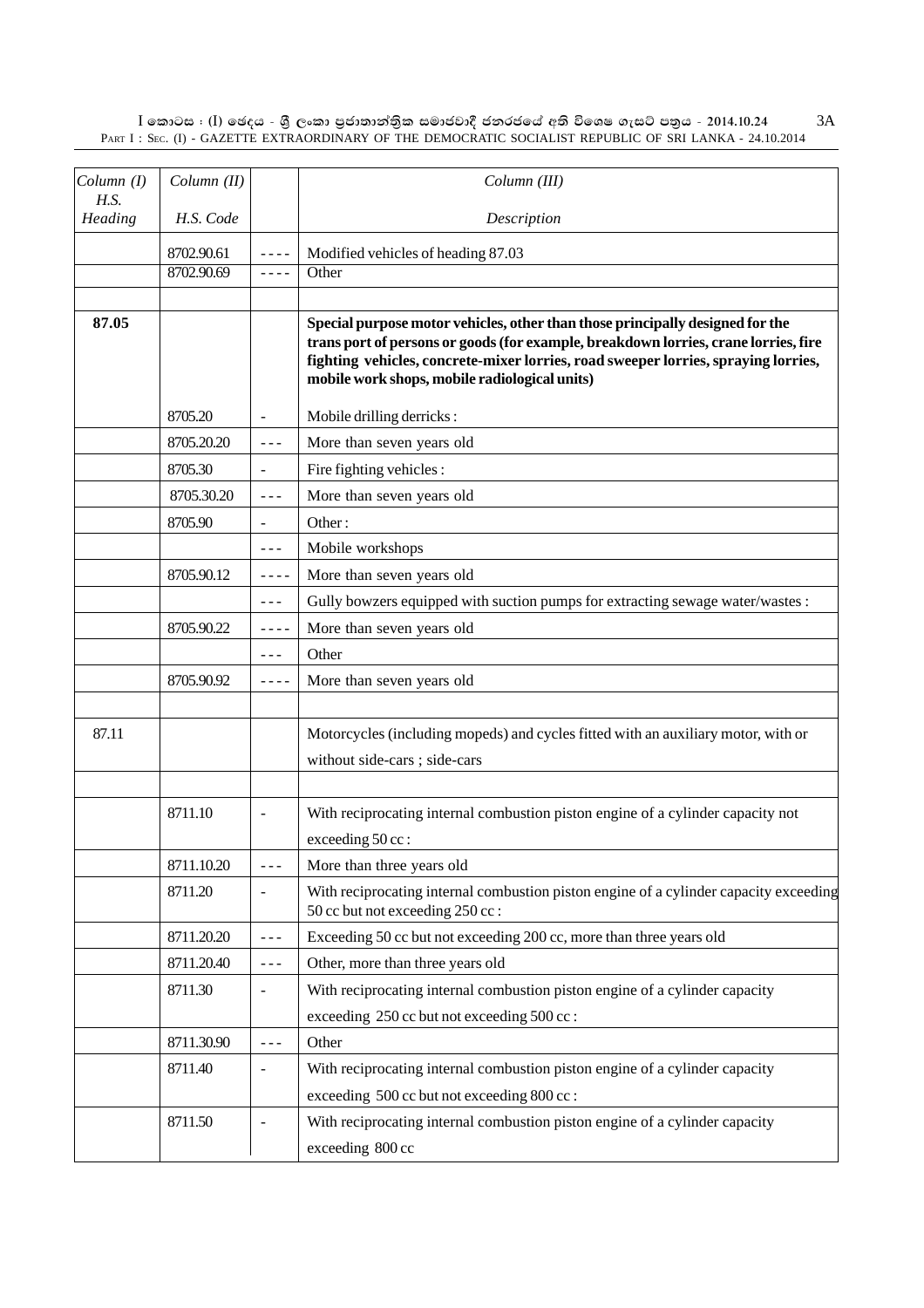| Column (I) H.S. Heading | Column (II) H.S. Code | | Column (III) Description |
|---|---|---|---|
| | 8702.90.61 | - - - - | Modified vehicles of heading 87.03 |
| | 8702.90.69 | - - - - | Other |
| | | | |
| **87.05** | | | **Special purpose motor vehicles, other than those principally designed for the trans port of persons or goods (for example, breakdown lorries, crane lorries, fire fighting vehicles, concrete-mixer lorries, road sweeper lorries, spraying lorries, mobile work shops, mobile radiological units)** |
| | 8705.20 | - | Mobile drilling derricks : |
| | 8705.20.20 | - - - | More than seven years old |
| | 8705.30 | - | Fire fighting vehicles : |
| | 8705.30.20 | - - - | More than seven years old |
| | 8705.90 | - | Other : |
| | | - - - | Mobile workshops |
| | 8705.90.12 | - - - - | More than seven years old |
| | | - - - | Gully bowzers equipped with suction pumps for extracting sewage water/wastes : |
| | 8705.90.22 | - - - - | More than seven years old |
| | | - - - | Other |
| | 8705.90.92 | - - - - | More than seven years old |
| | | | |
| 87.11 | | | Motorcycles (including mopeds) and cycles fitted with an auxiliary motor, with or without side-cars ; side-cars |
| | | | |
| | 8711.10 | - | With reciprocating internal combustion piston engine of a cylinder capacity not exceeding 50 cc : |
| | 8711.10.20 | - - - | More than three years old |
| | 8711.20 | - | With reciprocating internal combustion piston engine of a cylinder capacity exceeding 50 cc but not exceeding 250 cc : |
| | 8711.20.20 | - - - | Exceeding 50 cc but not exceeding 200 cc, more than three years old |
| | 8711.20.40 | - - - | Other, more than three years old |
| | 8711.30 | - | With reciprocating internal combustion piston engine of a cylinder capacity exceeding 250 cc but not exceeding 500 cc : |
| | 8711.30.90 | - - - | Other |
| | 8711.40 | - | With reciprocating internal combustion piston engine of a cylinder capacity exceeding 500 cc but not exceeding 800 cc : |
| | 8711.50 | - | With reciprocating internal combustion piston engine of a cylinder capacity exceeding 800 cc |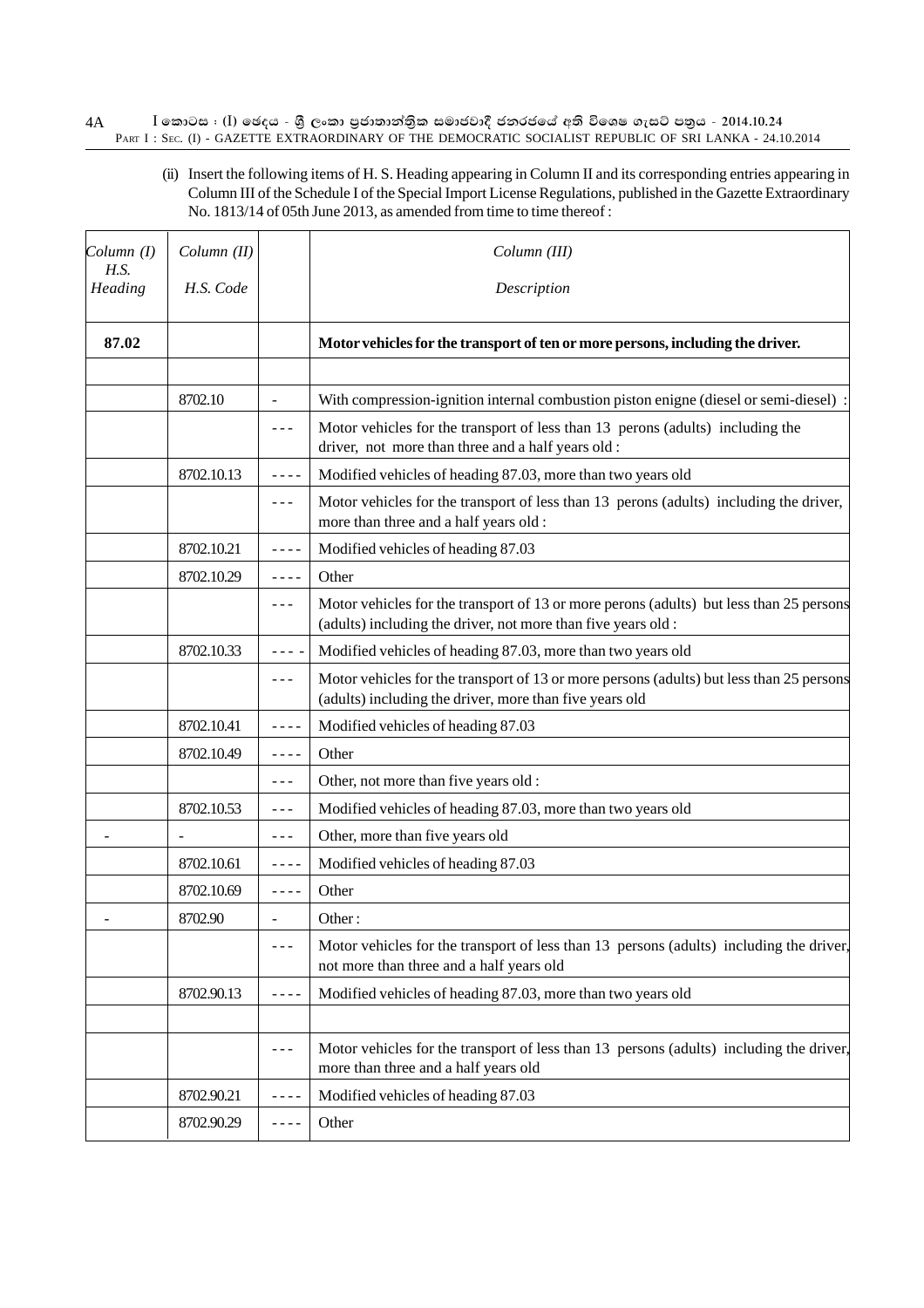(ii) Insert the following items of H. S. Heading appearing in Column II and its corresponding entries appearing in Column III of the Schedule I of the Special Import License Regulations, published in the Gazette Extraordinary No. 1813/14 of 05th June 2013, as amended from time to time thereof :

| *Column (I)* H.S. *Heading* | *Column (II)* *H.S. Code* | | *Column (III)* *Description* |
|---|---|---|---|
| **87.02** | | | **Motor vehicles for the transport of ten or more persons, including the driver.** |
| | | | |
| | 8702.10 | - | With compression-ignition internal combustion piston enigne (diesel or semi-diesel) : |
| | | - - - | Motor vehicles for the transport of less than 13 perons (adults) including the driver, not more than three and a half years old : |
| | 8702.10.13 | - - - - | Modified vehicles of heading 87.03, more than two years old |
| | | - - - | Motor vehicles for the transport of less than 13 perons (adults) including the driver, more than three and a half years old : |
| | 8702.10.21 | - - - - | Modified vehicles of heading 87.03 |
| | 8702.10.29 | - - - - | Other |
| | | - - - | Motor vehicles for the transport of 13 or more perons (adults) but less than 25 persons (adults) including the driver, not more than five years old : |
| | 8702.10.33 | - - - - | Modified vehicles of heading 87.03, more than two years old |
| | | - - - | Motor vehicles for the transport of 13 or more persons (adults) but less than 25 persons (adults) including the driver, more than five years old |
| | 8702.10.41 | - - - - | Modified vehicles of heading 87.03 |
| | 8702.10.49 | - - - - | Other |
| | | - - - | Other, not more than five years old : |
| | 8702.10.53 | - - - | Modified vehicles of heading 87.03, more than two years old |
| - | - | - - - | Other, more than five years old |
| | 8702.10.61 | - - - - | Modified vehicles of heading 87.03 |
| | 8702.10.69 | - - - - | Other |
| - | 8702.90 | - | Other : |
| | | - - - | Motor vehicles for the transport of less than 13 persons (adults) including the driver, not more than three and a half years old |
| | 8702.90.13 | - - - - | Modified vehicles of heading 87.03, more than two years old |
| | | | |
| | | - - - | Motor vehicles for the transport of less than 13 persons (adults) including the driver, more than three and a half years old |
| | 8702.90.21 | - - - - | Modified vehicles of heading 87.03 |
| | 8702.90.29 | - - - - | Other |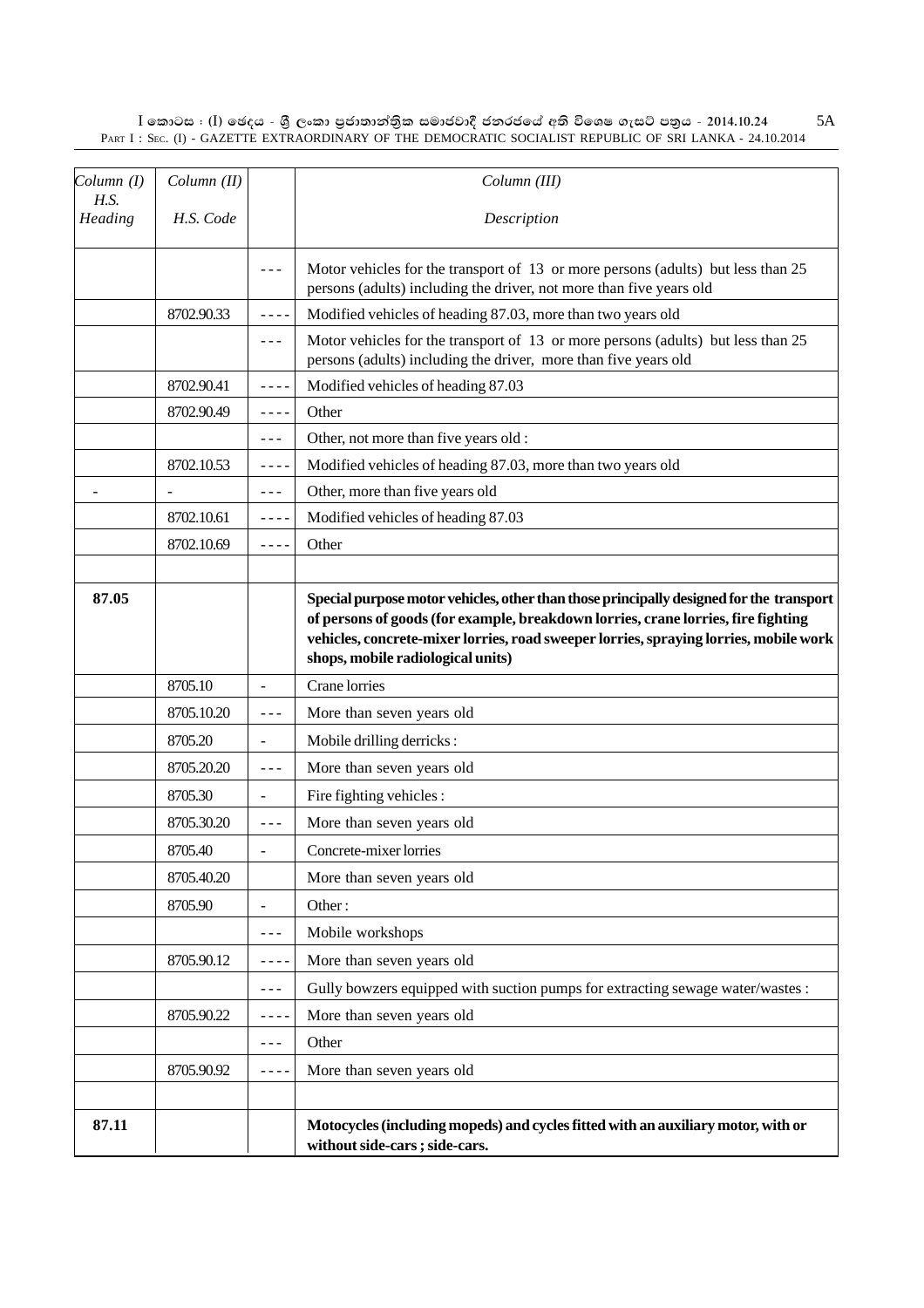| Column (I) H.S. Heading | Column (II) H.S. Code | | Column (III) Description |
|---|---|---|---|
| | | - - - | Motor vehicles for the transport of 13 or more persons (adults) but less than 25 persons (adults) including the driver, not more than five years old |
| | 8702.90.33 | - - - - | Modified vehicles of heading 87.03, more than two years old |
| | | - - - | Motor vehicles for the transport of 13 or more persons (adults) but less than 25 persons (adults) including the driver, more than five years old |
| | 8702.90.41 | - - - - | Modified vehicles of heading 87.03 |
| | 8702.90.49 | - - - - | Other |
| | | - - - | Other, not more than five years old : |
| | 8702.10.53 | - - - - | Modified vehicles of heading 87.03, more than two years old |
| - | - | - - - | Other, more than five years old |
| | 8702.10.61 | - - - - | Modified vehicles of heading 87.03 |
| | 8702.10.69 | - - - - | Other |
| | | | |
| **87.05** | | | **Special purpose motor vehicles, other than those principally designed for the transport of persons of goods (for example, breakdown lorries, crane lorries, fire fighting vehicles, concrete-mixer lorries, road sweeper lorries, spraying lorries, mobile work shops, mobile radiological units)** |
| | 8705.10 | - | Crane lorries |
| | 8705.10.20 | - - - | More than seven years old |
| | 8705.20 | - | Mobile drilling derricks : |
| | 8705.20.20 | - - - | More than seven years old |
| | 8705.30 | - | Fire fighting vehicles : |
| | 8705.30.20 | - - - | More than seven years old |
| | 8705.40 | - | Concrete-mixer lorries |
| | 8705.40.20 | | More than seven years old |
| | 8705.90 | - | Other : |
| | | - - - | Mobile workshops |
| | 8705.90.12 | - - - - | More than seven years old |
| | | - - - | Gully bowzers equipped with suction pumps for extracting sewage water/wastes : |
| | 8705.90.22 | - - - - | More than seven years old |
| | | - - - | Other |
| | 8705.90.92 | - - - - | More than seven years old |
| | | | |
| **87.11** | | | **Motocycles (including mopeds) and cycles fitted with an auxiliary motor, with or without side-cars ; side-cars.** |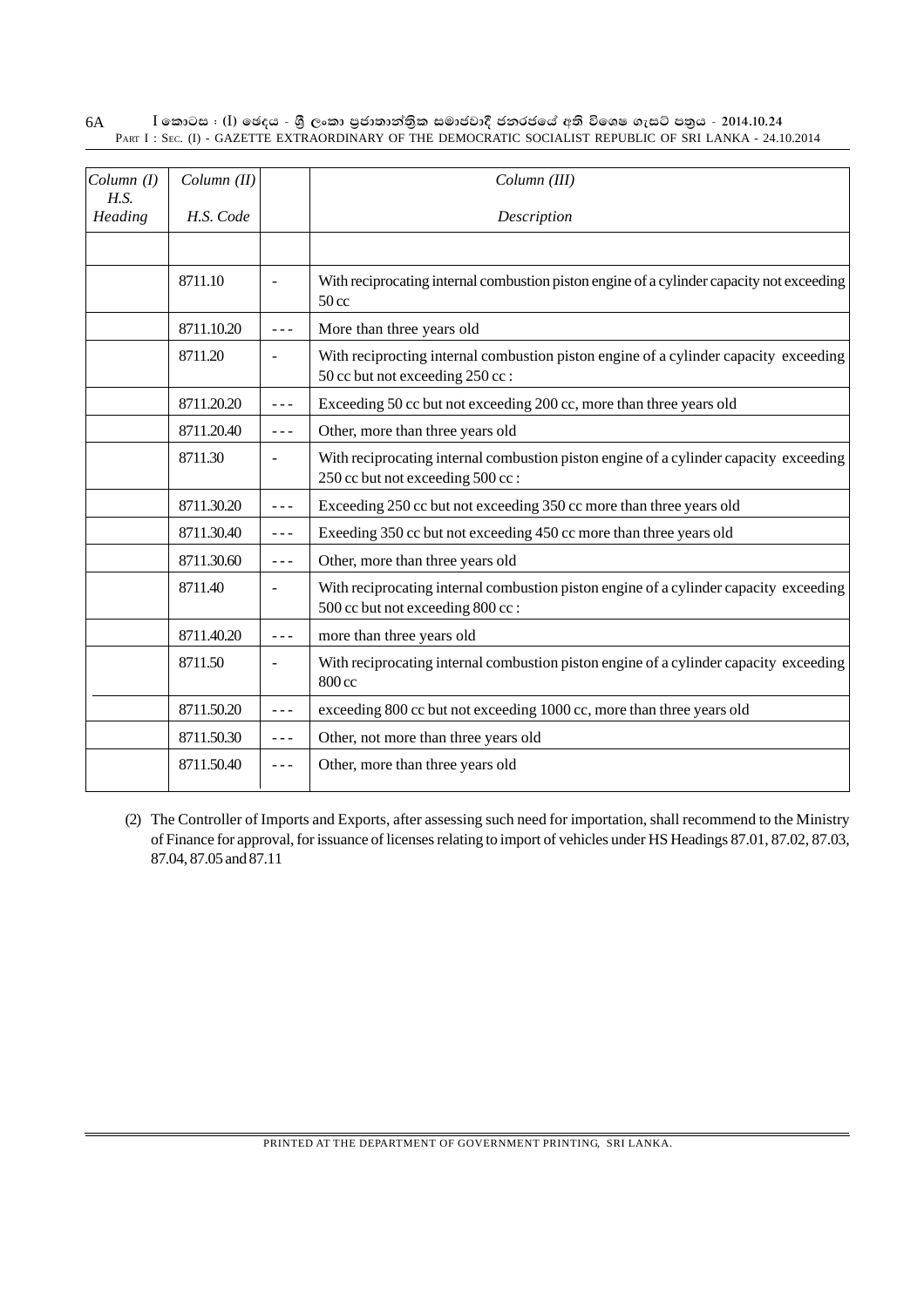| Column (I) H.S. Heading | Column (II) H.S. Code | | Column (III) Description |
|---|---|---|---|
| | | | |
| | 8711.10 | - | With reciprocating internal combustion piston engine of a cylinder capacity not exceeding 50 cc |
| | 8711.10.20 | - - - | More than three years old |
| | 8711.20 | - | With reciprocting internal combustion piston engine of a cylinder capacity exceeding 50 cc but not exceeding 250 cc : |
| | 8711.20.20 | - - - | Exceeding 50 cc but not exceeding 200 cc, more than three years old |
| | 8711.20.40 | - - - | Other, more than three years old |
| | 8711.30 | - | With reciprocating internal combustion piston engine of a cylinder capacity exceeding 250 cc but not exceeding 500 cc : |
| | 8711.30.20 | - - - | Exceeding 250 cc but not exceeding 350 cc more than three years old |
| | 8711.30.40 | - - - | Exeeding 350 cc but not exceeding 450 cc more than three years old |
| | 8711.30.60 | - - - | Other, more than three years old |
| | 8711.40 | - | With reciprocating internal combustion piston engine of a cylinder capacity exceeding 500 cc but not exceeding 800 cc : |
| | 8711.40.20 | - - - | more than three years old |
| | 8711.50 | - | With reciprocating internal combustion piston engine of a cylinder capacity exceeding 800 cc |
| | 8711.50.20 | - - - | exceeding 800 cc but not exceeding 1000 cc, more than three years old |
| | 8711.50.30 | - - - | Other, not more than three years old |
| | 8711.50.40 | - - - | Other, more than three years old |

(2) The Controller of Imports and Exports, after assessing such need for importation, shall recommend to the Ministry of Finance for approval, for issuance of licenses relating to import of vehicles under HS Headings 87.01, 87.02, 87.03, 87.04, 87.05 and 87.11

PRINTED AT THE DEPARTMENT OF GOVERNMENT PRINTING, SRI LANKA.